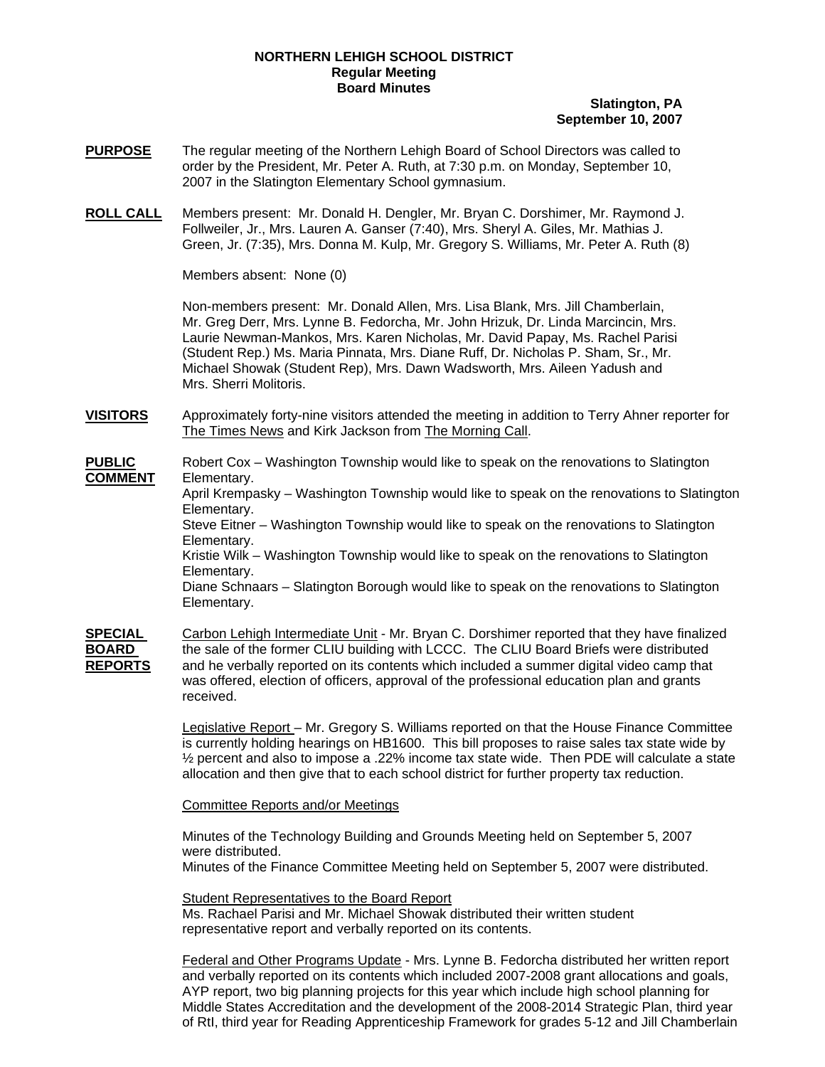**NORTHERN LEHIGH SCHOOL DISTRICT**
**Regular Meeting**
**Board Minutes**

**Slatington, PA**
**September 10, 2007**

**PURPOSE** The regular meeting of the Northern Lehigh Board of School Directors was called to order by the President, Mr. Peter A. Ruth, at 7:30 p.m. on Monday, September 10, 2007 in the Slatington Elementary School gymnasium.

**ROLL CALL** Members present: Mr. Donald H. Dengler, Mr. Bryan C. Dorshimer, Mr. Raymond J. Follweiler, Jr., Mrs. Lauren A. Ganser (7:40), Mrs. Sheryl A. Giles, Mr. Mathias J. Green, Jr. (7:35), Mrs. Donna M. Kulp, Mr. Gregory S. Williams, Mr. Peter A. Ruth (8)

Members absent: None (0)

Non-members present: Mr. Donald Allen, Mrs. Lisa Blank, Mrs. Jill Chamberlain, Mr. Greg Derr, Mrs. Lynne B. Fedorcha, Mr. John Hrizuk, Dr. Linda Marcincin, Mrs. Laurie Newman-Mankos, Mrs. Karen Nicholas, Mr. David Papay, Ms. Rachel Parisi (Student Rep.) Ms. Maria Pinnata, Mrs. Diane Ruff, Dr. Nicholas P. Sham, Sr., Mr. Michael Showak (Student Rep), Mrs. Dawn Wadsworth, Mrs. Aileen Yadush and Mrs. Sherri Molitoris.

**VISITORS** Approximately forty-nine visitors attended the meeting in addition to Terry Ahner reporter for The Times News and Kirk Jackson from The Morning Call.

**PUBLIC COMMENT** Robert Cox – Washington Township would like to speak on the renovations to Slatington Elementary.
April Krempasky – Washington Township would like to speak on the renovations to Slatington Elementary.
Steve Eitner – Washington Township would like to speak on the renovations to Slatington Elementary.
Kristie Wilk – Washington Township would like to speak on the renovations to Slatington Elementary.
Diane Schnaars – Slatington Borough would like to speak on the renovations to Slatington Elementary.

**SPECIAL BOARD REPORTS** Carbon Lehigh Intermediate Unit - Mr. Bryan C. Dorshimer reported that they have finalized the sale of the former CLIU building with LCCC. The CLIU Board Briefs were distributed and he verbally reported on its contents which included a summer digital video camp that was offered, election of officers, approval of the professional education plan and grants received.

Legislative Report – Mr. Gregory S. Williams reported on that the House Finance Committee is currently holding hearings on HB1600. This bill proposes to raise sales tax state wide by ½ percent and also to impose a .22% income tax state wide. Then PDE will calculate a state allocation and then give that to each school district for further property tax reduction.

Committee Reports and/or Meetings

Minutes of the Technology Building and Grounds Meeting held on September 5, 2007 were distributed.
Minutes of the Finance Committee Meeting held on September 5, 2007 were distributed.

Student Representatives to the Board Report
Ms. Rachael Parisi and Mr. Michael Showak distributed their written student representative report and verbally reported on its contents.

Federal and Other Programs Update - Mrs. Lynne B. Fedorcha distributed her written report and verbally reported on its contents which included 2007-2008 grant allocations and goals, AYP report, two big planning projects for this year which include high school planning for Middle States Accreditation and the development of the 2008-2014 Strategic Plan, third year of RtI, third year for Reading Apprenticeship Framework for grades 5-12 and Jill Chamberlain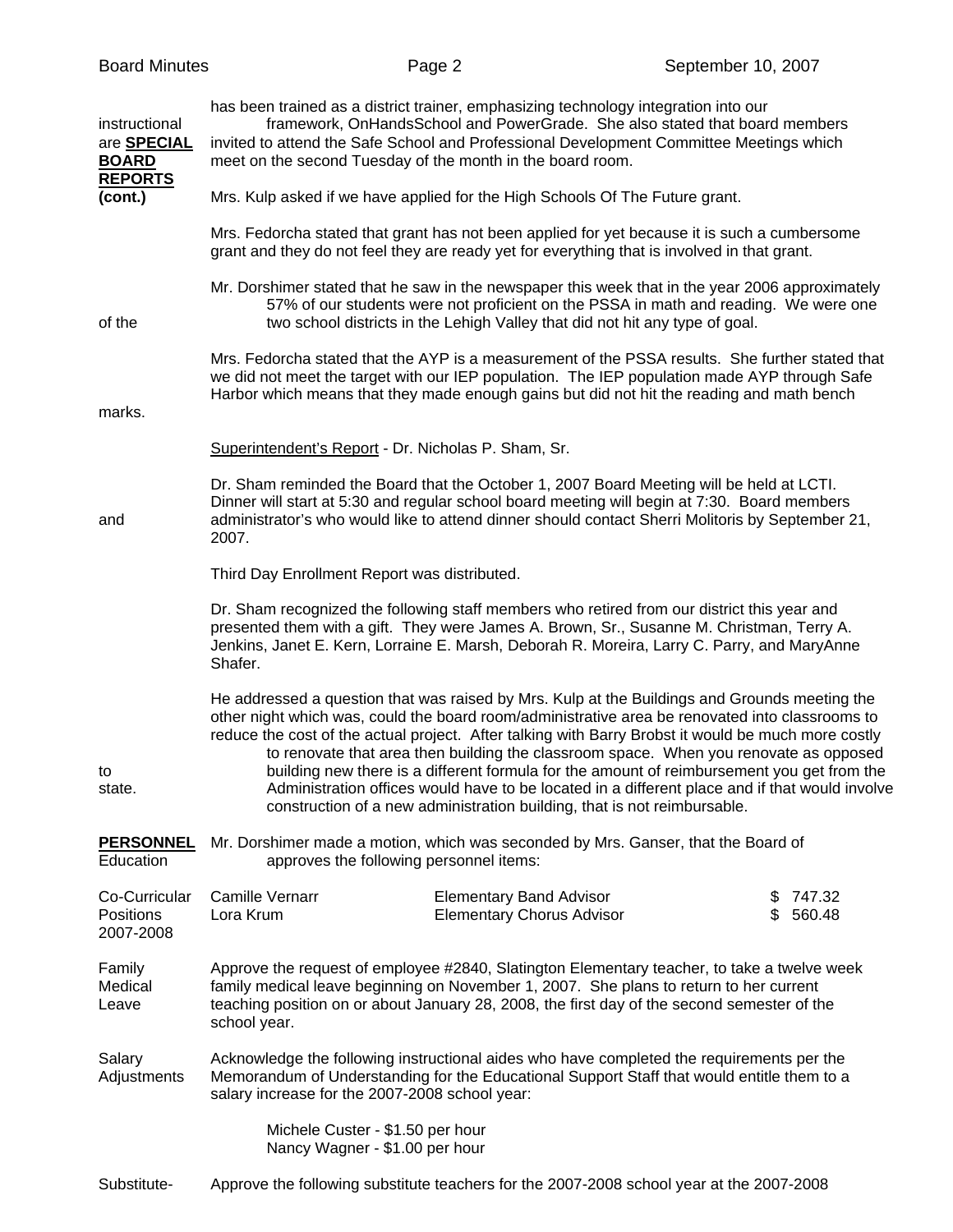has been trained as a district trainer, emphasizing technology integration into our instructional framework, OnHandsSchool and PowerGrade. She also stated that board members are invited to attend the Safe School and Professional Development Committee Meetings which meet on the second Tuesday of the month in the board room.

**SPECIAL BOARD REPORTS (cont.)**

Mrs. Kulp asked if we have applied for the High Schools Of The Future grant.

Mrs. Fedorcha stated that grant has not been applied for yet because it is such a cumbersome grant and they do not feel they are ready yet for everything that is involved in that grant.

Mr. Dorshimer stated that he saw in the newspaper this week that in the year 2006 approximately 57% of our students were not proficient on the PSSA in math and reading. We were one of the two school districts in the Lehigh Valley that did not hit any type of goal.

Mrs. Fedorcha stated that the AYP is a measurement of the PSSA results. She further stated that we did not meet the target with our IEP population. The IEP population made AYP through Safe Harbor which means that they made enough gains but did not hit the reading and math bench marks.

Superintendent's Report - Dr. Nicholas P. Sham, Sr.

Dr. Sham reminded the Board that the October 1, 2007 Board Meeting will be held at LCTI. Dinner will start at 5:30 and regular school board meeting will begin at 7:30. Board members and administrator's who would like to attend dinner should contact Sherri Molitoris by September 21, 2007.

Third Day Enrollment Report was distributed.

Dr. Sham recognized the following staff members who retired from our district this year and presented them with a gift. They were James A. Brown, Sr., Susanne M. Christman, Terry A. Jenkins, Janet E. Kern, Lorraine E. Marsh, Deborah R. Moreira, Larry C. Parry, and MaryAnne Shafer.

He addressed a question that was raised by Mrs. Kulp at the Buildings and Grounds meeting the other night which was, could the board room/administrative area be renovated into classrooms to reduce the cost of the actual project. After talking with Barry Brobst it would be much more costly to renovate that area then building the classroom space. When you renovate as opposed to building new there is a different formula for the amount of reimbursement you get from the state. Administration offices would have to be located in a different place and if that would involve construction of a new administration building, that is not reimbursable.

**PERSONNEL**

Mr. Dorshimer made a motion, which was seconded by Mrs. Ganser, that the Board of Education approves the following personnel items:

Co-Curricular Positions 2007-2008

| | | |
|---|---|---|
| Camille Vernarr | Elementary Band Advisor | $ 747.32 |
| Lora Krum | Elementary Chorus Advisor | $ 560.48 |

Family Medical Leave

Approve the request of employee #2840, Slatington Elementary teacher, to take a twelve week family medical leave beginning on November 1, 2007. She plans to return to her current teaching position on or about January 28, 2008, the first day of the second semester of the school year.

Salary Adjustments

Acknowledge the following instructional aides who have completed the requirements per the Memorandum of Understanding for the Educational Support Staff that would entitle them to a salary increase for the 2007-2008 school year:

Michele Custer - $1.50 per hour
Nancy Wagner - $1.00 per hour

Substitute-

Approve the following substitute teachers for the 2007-2008 school year at the 2007-2008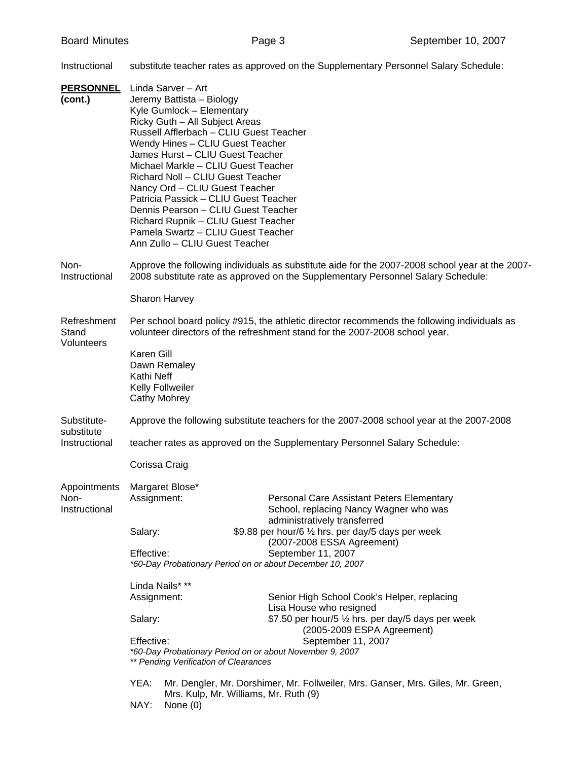Instructional — substitute teacher rates as approved on the Supplementary Personnel Salary Schedule:

**PERSONNEL (cont.)**

Linda Sarver – Art
Jeremy Battista – Biology
Kyle Gumlock – Elementary
Ricky Guth – All Subject Areas
Russell Afflerbach – CLIU Guest Teacher
Wendy Hines – CLIU Guest Teacher
James Hurst – CLIU Guest Teacher
Michael Markle – CLIU Guest Teacher
Richard Noll – CLIU Guest Teacher
Nancy Ord – CLIU Guest Teacher
Patricia Passick – CLIU Guest Teacher
Dennis Pearson – CLIU Guest Teacher
Richard Rupnik – CLIU Guest Teacher
Pamela Swartz – CLIU Guest Teacher
Ann Zullo – CLIU Guest Teacher

**Non-Instructional**

Approve the following individuals as substitute aide for the 2007-2008 school year at the 2007-2008 substitute rate as approved on the Supplementary Personnel Salary Schedule:

Sharon Harvey

**Refreshment Stand Volunteers**

Per school board policy #915, the athletic director recommends the following individuals as volunteer directors of the refreshment stand for the 2007-2008 school year.

Karen Gill
Dawn Remaley
Kathi Neff
Kelly Follweiler
Cathy Mohrey

**Substitute-substitute Instructional**

Approve the following substitute teachers for the 2007-2008 school year at the 2007-2008 teacher rates as approved on the Supplementary Personnel Salary Schedule:

Corissa Craig

**Appointments Non-Instructional**

Margaret Blose*

| | |
|---|---|
| Assignment: | Personal Care Assistant Peters Elementary School, replacing Nancy Wagner who was administratively transferred |
| Salary: | $9.88 per hour/6 ½ hrs. per day/5 days per week (2007-2008 ESSA Agreement) |
| Effective: | September 11, 2007 |

*\*60-Day Probationary Period on or about December 10, 2007*

Linda Nails* **

| | |
|---|---|
| Assignment: | Senior High School Cook's Helper, replacing Lisa House who resigned |
| Salary: | $7.50 per hour/5 ½ hrs. per day/5 days per week (2005-2009 ESPA Agreement) |
| Effective: | September 11, 2007 |

*\*60-Day Probationary Period on or about November 9, 2007*
*\*\* Pending Verification of Clearances*

YEA: Mr. Dengler, Mr. Dorshimer, Mr. Follweiler, Mrs. Ganser, Mrs. Giles, Mr. Green, Mrs. Kulp, Mr. Williams, Mr. Ruth (9)
NAY: None (0)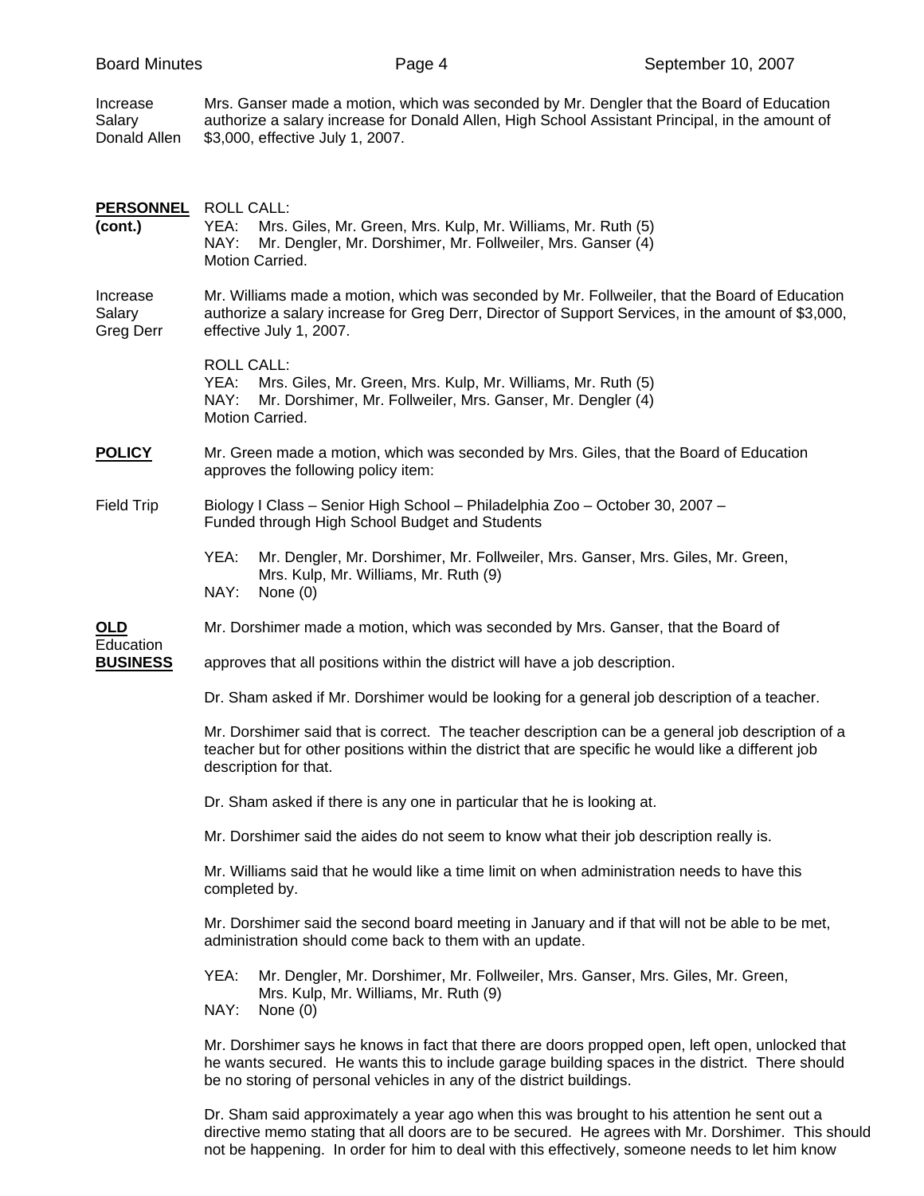Increase Salary Donald Allen — Mrs. Ganser made a motion, which was seconded by Mr. Dengler that the Board of Education authorize a salary increase for Donald Allen, High School Assistant Principal, in the amount of $3,000, effective July 1, 2007.

**PERSONNEL (cont.)**

ROLL CALL:
YEA: Mrs. Giles, Mr. Green, Mrs. Kulp, Mr. Williams, Mr. Ruth (5)
NAY: Mr. Dengler, Mr. Dorshimer, Mr. Follweiler, Mrs. Ganser (4)
Motion Carried.

Increase Salary Greg Derr — Mr. Williams made a motion, which was seconded by Mr. Follweiler, that the Board of Education authorize a salary increase for Greg Derr, Director of Support Services, in the amount of $3,000, effective July 1, 2007.

ROLL CALL:
YEA: Mrs. Giles, Mr. Green, Mrs. Kulp, Mr. Williams, Mr. Ruth (5)
NAY: Mr. Dorshimer, Mr. Follweiler, Mrs. Ganser, Mr. Dengler (4)
Motion Carried.

**POLICY**

Mr. Green made a motion, which was seconded by Mrs. Giles, that the Board of Education approves the following policy item:

Field Trip — Biology I Class – Senior High School – Philadelphia Zoo – October 30, 2007 – Funded through High School Budget and Students

YEA: Mr. Dengler, Mr. Dorshimer, Mr. Follweiler, Mrs. Ganser, Mrs. Giles, Mr. Green, Mrs. Kulp, Mr. Williams, Mr. Ruth (9)
NAY: None (0)

**OLD BUSINESS**

Mr. Dorshimer made a motion, which was seconded by Mrs. Ganser, that the Board of Education approves that all positions within the district will have a job description.

Dr. Sham asked if Mr. Dorshimer would be looking for a general job description of a teacher.

Mr. Dorshimer said that is correct. The teacher description can be a general job description of a teacher but for other positions within the district that are specific he would like a different job description for that.

Dr. Sham asked if there is any one in particular that he is looking at.

Mr. Dorshimer said the aides do not seem to know what their job description really is.

Mr. Williams said that he would like a time limit on when administration needs to have this completed by.

Mr. Dorshimer said the second board meeting in January and if that will not be able to be met, administration should come back to them with an update.

YEA: Mr. Dengler, Mr. Dorshimer, Mr. Follweiler, Mrs. Ganser, Mrs. Giles, Mr. Green, Mrs. Kulp, Mr. Williams, Mr. Ruth (9)
NAY: None (0)

Mr. Dorshimer says he knows in fact that there are doors propped open, left open, unlocked that he wants secured. He wants this to include garage building spaces in the district. There should be no storing of personal vehicles in any of the district buildings.

Dr. Sham said approximately a year ago when this was brought to his attention he sent out a directive memo stating that all doors are to be secured. He agrees with Mr. Dorshimer. This should not be happening. In order for him to deal with this effectively, someone needs to let him know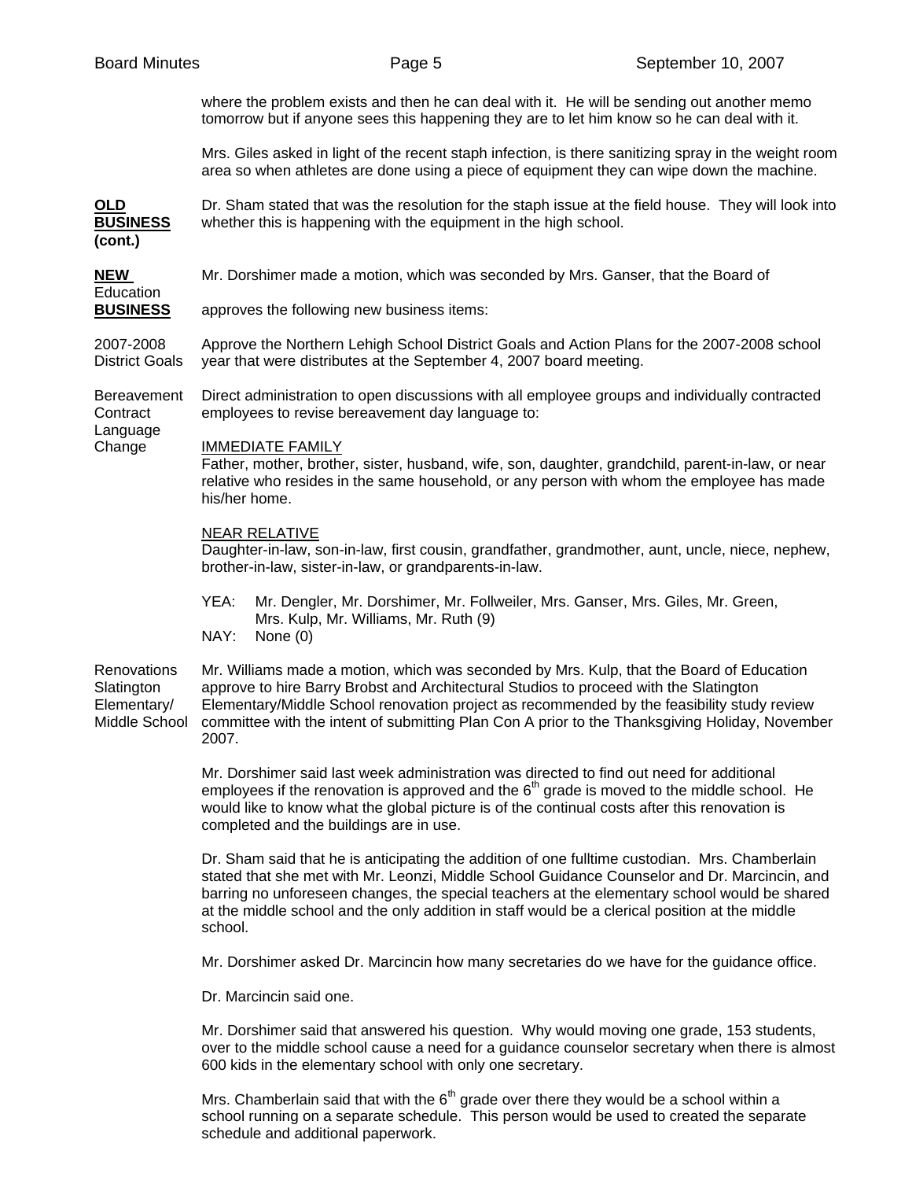where the problem exists and then he can deal with it. He will be sending out another memo tomorrow but if anyone sees this happening they are to let him know so he can deal with it.

Mrs. Giles asked in light of the recent staph infection, is there sanitizing spray in the weight room area so when athletes are done using a piece of equipment they can wipe down the machine.

**OLD BUSINESS (cont.)**

Dr. Sham stated that was the resolution for the staph issue at the field house. They will look into whether this is happening with the equipment in the high school.

**NEW BUSINESS**

Mr. Dorshimer made a motion, which was seconded by Mrs. Ganser, that the Board of Education approves the following new business items:

2007-2008 District Goals

Approve the Northern Lehigh School District Goals and Action Plans for the 2007-2008 school year that were distributes at the September 4, 2007 board meeting.

Bereavement Contract Language Change

Direct administration to open discussions with all employee groups and individually contracted employees to revise bereavement day language to:

IMMEDIATE FAMILY
Father, mother, brother, sister, husband, wife, son, daughter, grandchild, parent-in-law, or near relative who resides in the same household, or any person with whom the employee has made his/her home.

NEAR RELATIVE
Daughter-in-law, son-in-law, first cousin, grandfather, grandmother, aunt, uncle, niece, nephew, brother-in-law, sister-in-law, or grandparents-in-law.

YEA: Mr. Dengler, Mr. Dorshimer, Mr. Follweiler, Mrs. Ganser, Mrs. Giles, Mr. Green, Mrs. Kulp, Mr. Williams, Mr. Ruth (9)
NAY: None (0)

Renovations Slatington Elementary/ Middle School

Mr. Williams made a motion, which was seconded by Mrs. Kulp, that the Board of Education approve to hire Barry Brobst and Architectural Studios to proceed with the Slatington Elementary/Middle School renovation project as recommended by the feasibility study review committee with the intent of submitting Plan Con A prior to the Thanksgiving Holiday, November 2007.

Mr. Dorshimer said last week administration was directed to find out need for additional employees if the renovation is approved and the 6th grade is moved to the middle school. He would like to know what the global picture is of the continual costs after this renovation is completed and the buildings are in use.

Dr. Sham said that he is anticipating the addition of one fulltime custodian. Mrs. Chamberlain stated that she met with Mr. Leonzi, Middle School Guidance Counselor and Dr. Marcincin, and barring no unforeseen changes, the special teachers at the elementary school would be shared at the middle school and the only addition in staff would be a clerical position at the middle school.

Mr. Dorshimer asked Dr. Marcincin how many secretaries do we have for the guidance office.

Dr. Marcincin said one.

Mr. Dorshimer said that answered his question. Why would moving one grade, 153 students, over to the middle school cause a need for a guidance counselor secretary when there is almost 600 kids in the elementary school with only one secretary.

Mrs. Chamberlain said that with the 6th grade over there they would be a school within a school running on a separate schedule. This person would be used to created the separate schedule and additional paperwork.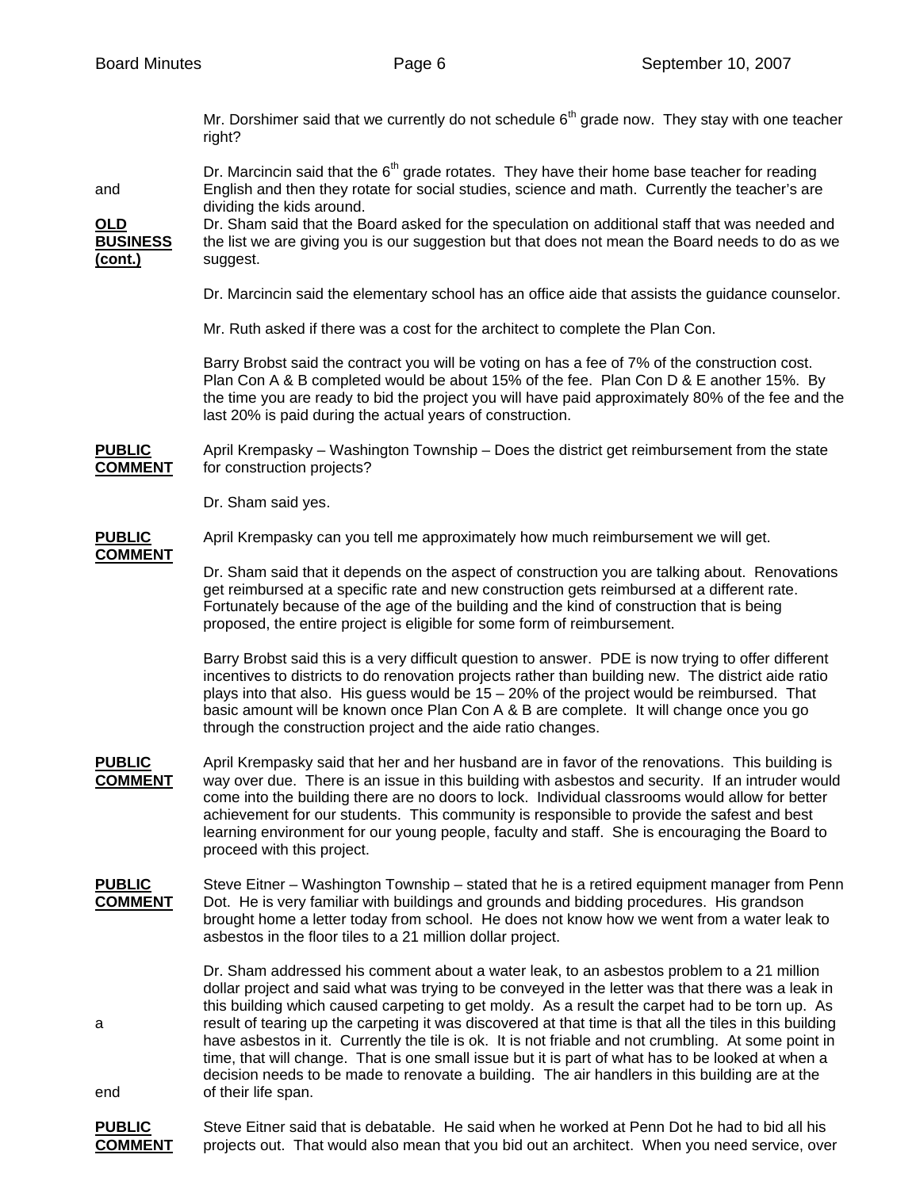Mr. Dorshimer said that we currently do not schedule 6th grade now. They stay with one teacher right?

Dr. Marcincin said that the 6th grade rotates. They have their home base teacher for reading and English and then they rotate for social studies, science and math. Currently the teacher's are dividing the kids around.

**OLD BUSINESS (cont.)**

Dr. Sham said that the Board asked for the speculation on additional staff that was needed and the list we are giving you is our suggestion but that does not mean the Board needs to do as we suggest.

Dr. Marcincin said the elementary school has an office aide that assists the guidance counselor.

Mr. Ruth asked if there was a cost for the architect to complete the Plan Con.

Barry Brobst said the contract you will be voting on has a fee of 7% of the construction cost. Plan Con A & B completed would be about 15% of the fee. Plan Con D & E another 15%. By the time you are ready to bid the project you will have paid approximately 80% of the fee and the last 20% is paid during the actual years of construction.

**PUBLIC COMMENT**

April Krempasky – Washington Township – Does the district get reimbursement from the state for construction projects?

Dr. Sham said yes.

**PUBLIC COMMENT**

April Krempasky can you tell me approximately how much reimbursement we will get.

Dr. Sham said that it depends on the aspect of construction you are talking about. Renovations get reimbursed at a specific rate and new construction gets reimbursed at a different rate. Fortunately because of the age of the building and the kind of construction that is being proposed, the entire project is eligible for some form of reimbursement.

Barry Brobst said this is a very difficult question to answer. PDE is now trying to offer different incentives to districts to do renovation projects rather than building new. The district aide ratio plays into that also. His guess would be 15 – 20% of the project would be reimbursed. That basic amount will be known once Plan Con A & B are complete. It will change once you go through the construction project and the aide ratio changes.

**PUBLIC COMMENT**

April Krempasky said that her and her husband are in favor of the renovations. This building is way over due. There is an issue in this building with asbestos and security. If an intruder would come into the building there are no doors to lock. Individual classrooms would allow for better achievement for our students. This community is responsible to provide the safest and best learning environment for our young people, faculty and staff. She is encouraging the Board to proceed with this project.

**PUBLIC COMMENT**

Steve Eitner – Washington Township – stated that he is a retired equipment manager from Penn Dot. He is very familiar with buildings and grounds and bidding procedures. His grandson brought home a letter today from school. He does not know how we went from a water leak to asbestos in the floor tiles to a 21 million dollar project.

Dr. Sham addressed his comment about a water leak, to an asbestos problem to a 21 million dollar project and said what was trying to be conveyed in the letter was that there was a leak in this building which caused carpeting to get moldy. As a result the carpet had to be torn up. As a result of tearing up the carpeting it was discovered at that time is that all the tiles in this building have asbestos in it. Currently the tile is ok. It is not friable and not crumbling. At some point in time, that will change. That is one small issue but it is part of what has to be looked at when a decision needs to be made to renovate a building. The air handlers in this building are at the end of their life span.

**PUBLIC COMMENT**

Steve Eitner said that is debatable. He said when he worked at Penn Dot he had to bid all his projects out. That would also mean that you bid out an architect. When you need service, over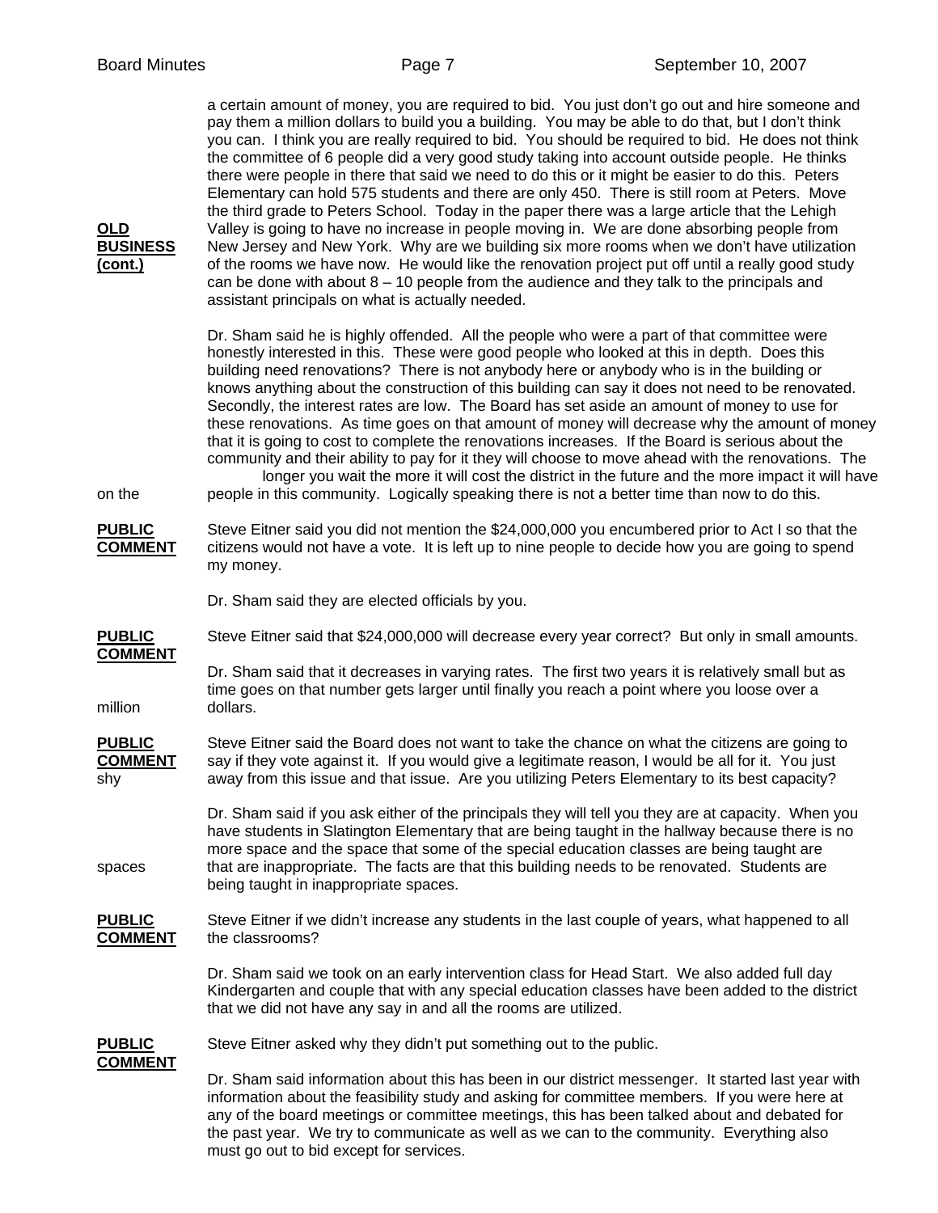**OLD BUSINESS (cont.)**

a certain amount of money, you are required to bid. You just don't go out and hire someone and pay them a million dollars to build you a building. You may be able to do that, but I don't think you can. I think you are really required to bid. You should be required to bid. He does not think the committee of 6 people did a very good study taking into account outside people. He thinks there were people in there that said we need to do this or it might be easier to do this. Peters Elementary can hold 575 students and there are only 450. There is still room at Peters. Move the third grade to Peters School. Today in the paper there was a large article that the Lehigh Valley is going to have no increase in people moving in. We are done absorbing people from New Jersey and New York. Why are we building six more rooms when we don't have utilization of the rooms we have now. He would like the renovation project put off until a really good study can be done with about 8 – 10 people from the audience and they talk to the principals and assistant principals on what is actually needed.

Dr. Sham said he is highly offended. All the people who were a part of that committee were honestly interested in this. These were good people who looked at this in depth. Does this building need renovations? There is not anybody here or anybody who is in the building or knows anything about the construction of this building can say it does not need to be renovated. Secondly, the interest rates are low. The Board has set aside an amount of money to use for these renovations. As time goes on that amount of money will decrease why the amount of money that it is going to cost to complete the renovations increases. If the Board is serious about the community and their ability to pay for it they will choose to move ahead with the renovations. The longer you wait the more it will cost the district in the future and the more impact it will have on the people in this community. Logically speaking there is not a better time than now to do this.

**PUBLIC COMMENT**

Steve Eitner said you did not mention the $24,000,000 you encumbered prior to Act I so that the citizens would not have a vote. It is left up to nine people to decide how you are going to spend my money.

Dr. Sham said they are elected officials by you.

**PUBLIC COMMENT**

Steve Eitner said that $24,000,000 will decrease every year correct? But only in small amounts.

Dr. Sham said that it decreases in varying rates. The first two years it is relatively small but as time goes on that number gets larger until finally you reach a point where you loose over a million dollars.

**PUBLIC COMMENT**

Steve Eitner said the Board does not want to take the chance on what the citizens are going to say if they vote against it. If you would give a legitimate reason, I would be all for it. You just shy away from this issue and that issue. Are you utilizing Peters Elementary to its best capacity?

Dr. Sham said if you ask either of the principals they will tell you they are at capacity. When you have students in Slatington Elementary that are being taught in the hallway because there is no more space and the space that some of the special education classes are being taught are spaces that are inappropriate. The facts are that this building needs to be renovated. Students are being taught in inappropriate spaces.

**PUBLIC COMMENT**

Steve Eitner if we didn't increase any students in the last couple of years, what happened to all the classrooms?

Dr. Sham said we took on an early intervention class for Head Start. We also added full day Kindergarten and couple that with any special education classes have been added to the district that we did not have any say in and all the rooms are utilized.

**PUBLIC COMMENT**

Steve Eitner asked why they didn't put something out to the public.

Dr. Sham said information about this has been in our district messenger. It started last year with information about the feasibility study and asking for committee members. If you were here at any of the board meetings or committee meetings, this has been talked about and debated for the past year. We try to communicate as well as we can to the community. Everything also must go out to bid except for services.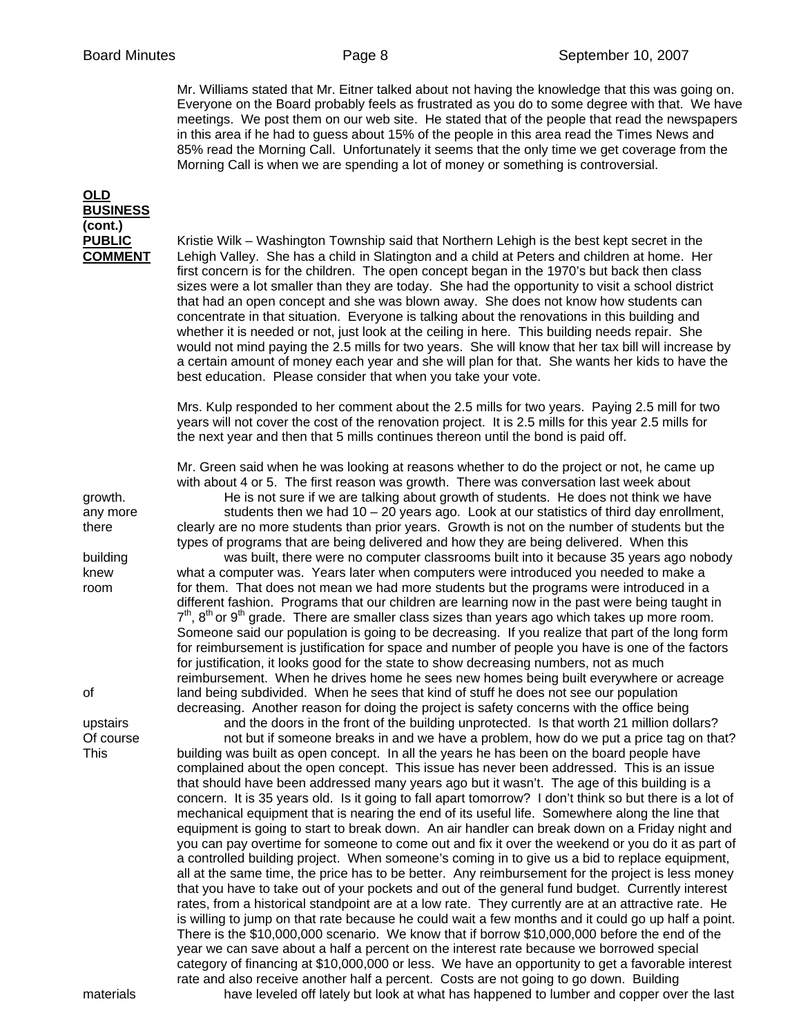Mr. Williams stated that Mr. Eitner talked about not having the knowledge that this was going on. Everyone on the Board probably feels as frustrated as you do to some degree with that. We have meetings. We post them on our web site. He stated that of the people that read the newspapers in this area if he had to guess about 15% of the people in this area read the Times News and 85% read the Morning Call. Unfortunately it seems that the only time we get coverage from the Morning Call is when we are spending a lot of money or something is controversial.

**OLD BUSINESS (cont.)**

**PUBLIC COMMENT**

Kristie Wilk – Washington Township said that Northern Lehigh is the best kept secret in the Lehigh Valley. She has a child in Slatington and a child at Peters and children at home. Her first concern is for the children. The open concept began in the 1970's but back then class sizes were a lot smaller than they are today. She had the opportunity to visit a school district that had an open concept and she was blown away. She does not know how students can concentrate in that situation. Everyone is talking about the renovations in this building and whether it is needed or not, just look at the ceiling in here. This building needs repair. She would not mind paying the 2.5 mills for two years. She will know that her tax bill will increase by a certain amount of money each year and she will plan for that. She wants her kids to have the best education. Please consider that when you take your vote.

Mrs. Kulp responded to her comment about the 2.5 mills for two years. Paying 2.5 mill for two years will not cover the cost of the renovation project. It is 2.5 mills for this year 2.5 mills for the next year and then that 5 mills continues thereon until the bond is paid off.

Mr. Green said when he was looking at reasons whether to do the project or not, he came up with about 4 or 5. The first reason was growth. There was conversation last week about growth. He is not sure if we are talking about growth of students. He does not think we have any more students then we had 10 – 20 years ago. Look at our statistics of third day enrollment, there clearly are no more students than prior years. Growth is not on the number of students but the types of programs that are being delivered and how they are being delivered. When this building was built, there were no computer classrooms built into it because 35 years ago nobody knew what a computer was. Years later when computers were introduced you needed to make a room for them. That does not mean we had more students but the programs were introduced in a different fashion. Programs that our children are learning now in the past were being taught in 7th, 8th or 9th grade. There are smaller class sizes than years ago which takes up more room. Someone said our population is going to be decreasing. If you realize that part of the long form for reimbursement is justification for space and number of people you have is one of the factors for justification, it looks good for the state to show decreasing numbers, not as much reimbursement. When he drives home he sees new homes being built everywhere or acreage of land being subdivided. When he sees that kind of stuff he does not see our population decreasing. Another reason for doing the project is safety concerns with the office being upstairs and the doors in the front of the building unprotected. Is that worth 21 million dollars? Of course not but if someone breaks in and we have a problem, how do we put a price tag on that? This building was built as open concept. In all the years he has been on the board people have complained about the open concept. This issue has never been addressed. This is an issue that should have been addressed many years ago but it wasn't. The age of this building is a concern. It is 35 years old. Is it going to fall apart tomorrow? I don't think so but there is a lot of mechanical equipment that is nearing the end of its useful life. Somewhere along the line that equipment is going to start to break down. An air handler can break down on a Friday night and you can pay overtime for someone to come out and fix it over the weekend or you do it as part of a controlled building project. When someone's coming in to give us a bid to replace equipment, all at the same time, the price has to be better. Any reimbursement for the project is less money that you have to take out of your pockets and out of the general fund budget. Currently interest rates, from a historical standpoint are at a low rate. They currently are at an attractive rate. He is willing to jump on that rate because he could wait a few months and it could go up half a point. There is the $10,000,000 scenario. We know that if borrow $10,000,000 before the end of the year we can save about a half a percent on the interest rate because we borrowed special category of financing at $10,000,000 or less. We have an opportunity to get a favorable interest rate and also receive another half a percent. Costs are not going to go down. Building materials have leveled off lately but look at what has happened to lumber and copper over the last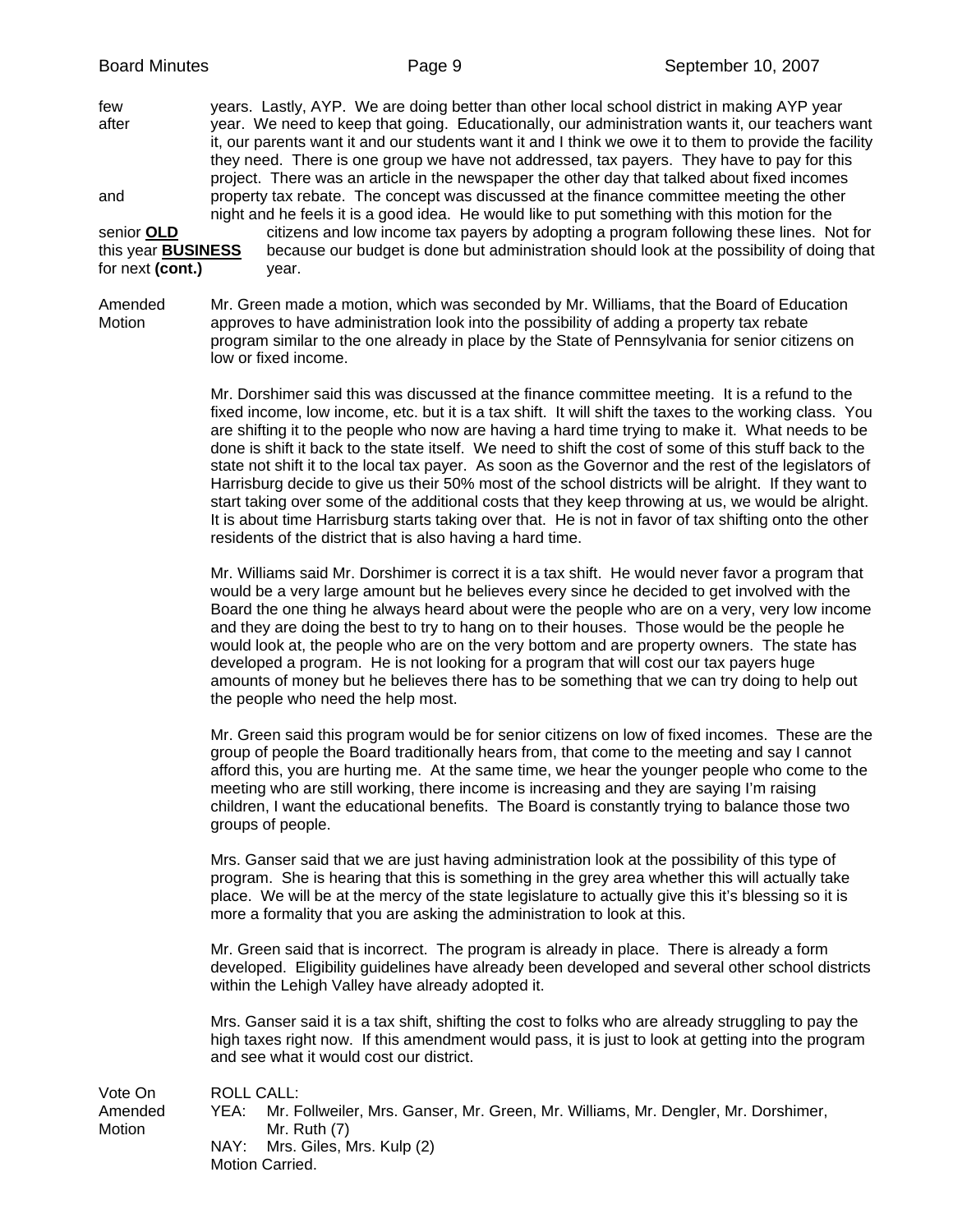years. Lastly, AYP. We are doing better than other local school district in making AYP year after year. We need to keep that going. Educationally, our administration wants it, our teachers want it, our parents want it and our students want it and I think we owe it to them to provide the facility they need. There is one group we have not addressed, tax payers. They have to pay for this project. There was an article in the newspaper the other day that talked about fixed incomes and property tax rebate. The concept was discussed at the finance committee meeting the other night and he feels it is a good idea. He would like to put something with this motion for the senior citizens and low income tax payers by adopting a program following these lines. Not for this year because our budget is done but administration should look at the possibility of doing that for next year.

**OLD BUSINESS (cont.)**

**Amended Motion**

Mr. Green made a motion, which was seconded by Mr. Williams, that the Board of Education approves to have administration look into the possibility of adding a property tax rebate program similar to the one already in place by the State of Pennsylvania for senior citizens on low or fixed income.

Mr. Dorshimer said this was discussed at the finance committee meeting. It is a refund to the fixed income, low income, etc. but it is a tax shift. It will shift the taxes to the working class. You are shifting it to the people who now are having a hard time trying to make it. What needs to be done is shift it back to the state itself. We need to shift the cost of some of this stuff back to the state not shift it to the local tax payer. As soon as the Governor and the rest of the legislators of Harrisburg decide to give us their 50% most of the school districts will be alright. If they want to start taking over some of the additional costs that they keep throwing at us, we would be alright. It is about time Harrisburg starts taking over that. He is not in favor of tax shifting onto the other residents of the district that is also having a hard time.

Mr. Williams said Mr. Dorshimer is correct it is a tax shift. He would never favor a program that would be a very large amount but he believes every since he decided to get involved with the Board the one thing he always heard about were the people who are on a very, very low income and they are doing the best to try to hang on to their houses. Those would be the people he would look at, the people who are on the very bottom and are property owners. The state has developed a program. He is not looking for a program that will cost our tax payers huge amounts of money but he believes there has to be something that we can try doing to help out the people who need the help most.

Mr. Green said this program would be for senior citizens on low of fixed incomes. These are the group of people the Board traditionally hears from, that come to the meeting and say I cannot afford this, you are hurting me. At the same time, we hear the younger people who come to the meeting who are still working, there income is increasing and they are saying I'm raising children, I want the educational benefits. The Board is constantly trying to balance those two groups of people.

Mrs. Ganser said that we are just having administration look at the possibility of this type of program. She is hearing that this is something in the grey area whether this will actually take place. We will be at the mercy of the state legislature to actually give this it's blessing so it is more a formality that you are asking the administration to look at this.

Mr. Green said that is incorrect. The program is already in place. There is already a form developed. Eligibility guidelines have already been developed and several other school districts within the Lehigh Valley have already adopted it.

Mrs. Ganser said it is a tax shift, shifting the cost to folks who are already struggling to pay the high taxes right now. If this amendment would pass, it is just to look at getting into the program and see what it would cost our district.

**Vote On Amended Motion**

ROLL CALL:
YEA: Mr. Follweiler, Mrs. Ganser, Mr. Green, Mr. Williams, Mr. Dengler, Mr. Dorshimer, Mr. Ruth (7)
NAY: Mrs. Giles, Mrs. Kulp (2)
Motion Carried.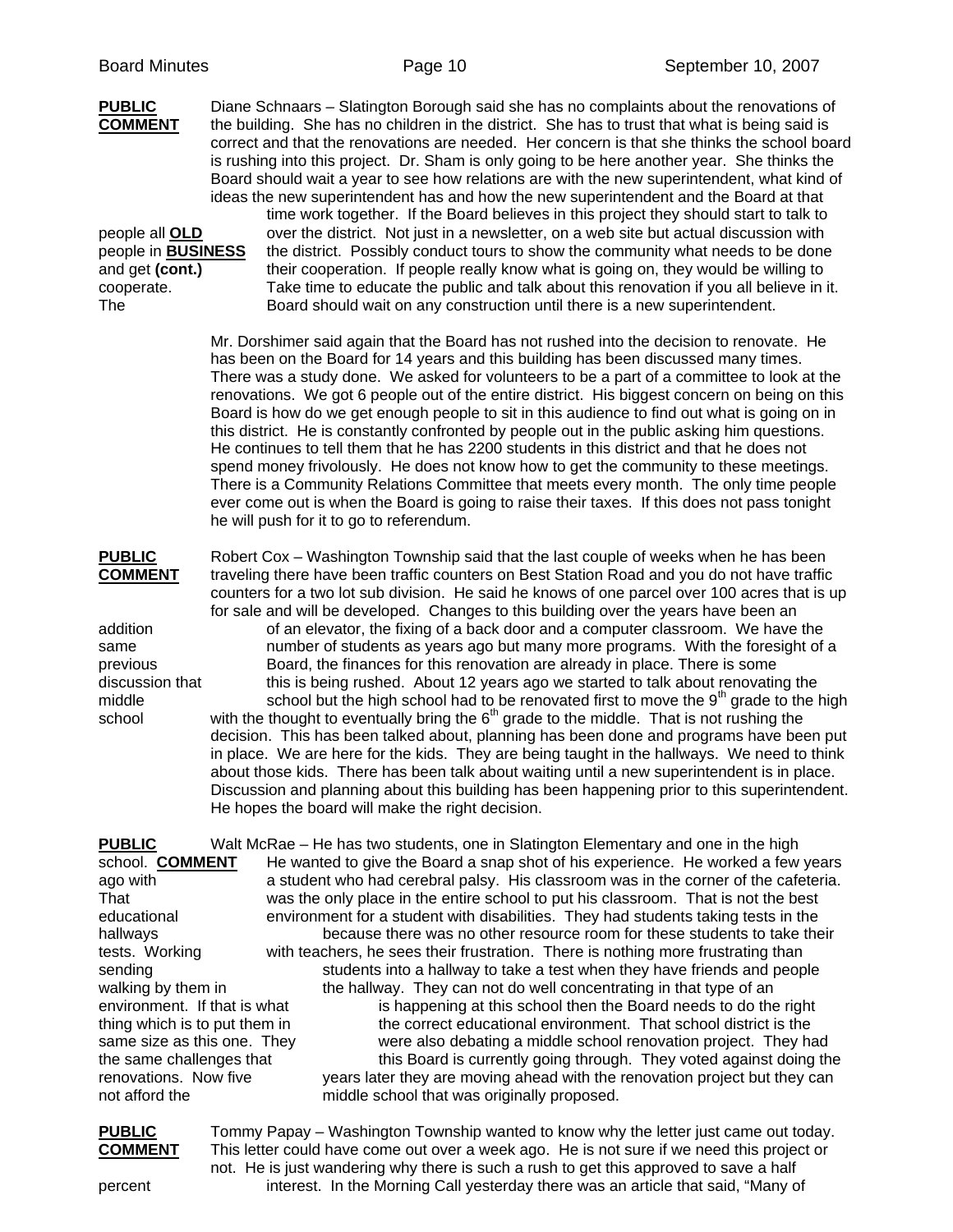**PUBLIC COMMENT**

Diane Schnaars – Slatington Borough said she has no complaints about the renovations of the building. She has no children in the district. She has to trust that what is being said is correct and that the renovations are needed. Her concern is that she thinks the school board is rushing into this project. Dr. Sham is only going to be here another year. She thinks the Board should wait a year to see how relations are with the new superintendent, what kind of ideas the new superintendent has and how the new superintendent and the Board at that time work together. If the Board believes in this project they should start to talk to people all over the district. Not just in a newsletter, on a web site but actual discussion with people in the district. Possibly conduct tours to show the community what needs to be done and get their cooperation. If people really know what is going on, they would be willing to cooperate. Take time to educate the public and talk about this renovation if you all believe in it. The Board should wait on any construction until there is a new superintendent.

**OLD BUSINESS (cont.)**

Mr. Dorshimer said again that the Board has not rushed into the decision to renovate. He has been on the Board for 14 years and this building has been discussed many times. There was a study done. We asked for volunteers to be a part of a committee to look at the renovations. We got 6 people out of the entire district. His biggest concern on being on this Board is how do we get enough people to sit in this audience to find out what is going on in this district. He is constantly confronted by people out in the public asking him questions. He continues to tell them that he has 2200 students in this district and that he does not spend money frivolously. He does not know how to get the community to these meetings. There is a Community Relations Committee that meets every month. The only time people ever come out is when the Board is going to raise their taxes. If this does not pass tonight he will push for it to go to referendum.

**PUBLIC COMMENT**

Robert Cox – Washington Township said that the last couple of weeks when he has been traveling there have been traffic counters on Best Station Road and you do not have traffic counters for a two lot sub division. He said he knows of one parcel over 100 acres that is up for sale and will be developed. Changes to this building over the years have been an addition of an elevator, the fixing of a back door and a computer classroom. We have the same number of students as years ago but many more programs. With the foresight of a previous Board, the finances for this renovation are already in place. There is some discussion that this is being rushed. About 12 years ago we started to talk about renovating the middle school but the high school had to be renovated first to move the 9th grade to the high school with the thought to eventually bring the 6th grade to the middle. That is not rushing the decision. This has been talked about, planning has been done and programs have been put in place. We are here for the kids. They are being taught in the hallways. We need to think about those kids. There has been talk about waiting until a new superintendent is in place. Discussion and planning about this building has been happening prior to this superintendent. He hopes the board will make the right decision.

**PUBLIC COMMENT**

Walt McRae – He has two students, one in Slatington Elementary and one in the high school. He wanted to give the Board a snap shot of his experience. He worked a few years ago with a student who had cerebral palsy. His classroom was in the corner of the cafeteria. That was the only place in the entire school to put his classroom. That is not the best educational environment for a student with disabilities. They had students taking tests in the hallways because there was no other resource room for these students to take their tests. Working with teachers, he sees their frustration. There is nothing more frustrating than sending students into a hallway to take a test when they have friends and people walking by them in the hallway. They can not do well concentrating in that type of an environment. If that is what is happening at this school then the Board needs to do the right thing which is to put them in the correct educational environment. That school district is the same size as this one. They were also debating a middle school renovation project. They had the same challenges that this Board is currently going through. They voted against doing the renovations. Now five years later they are moving ahead with the renovation project but they can not afford the middle school that was originally proposed.

**PUBLIC COMMENT**

Tommy Papay – Washington Township wanted to know why the letter just came out today. This letter could have come out over a week ago. He is not sure if we need this project or not. He is just wandering why there is such a rush to get this approved to save a half percent interest. In the Morning Call yesterday there was an article that said, "Many of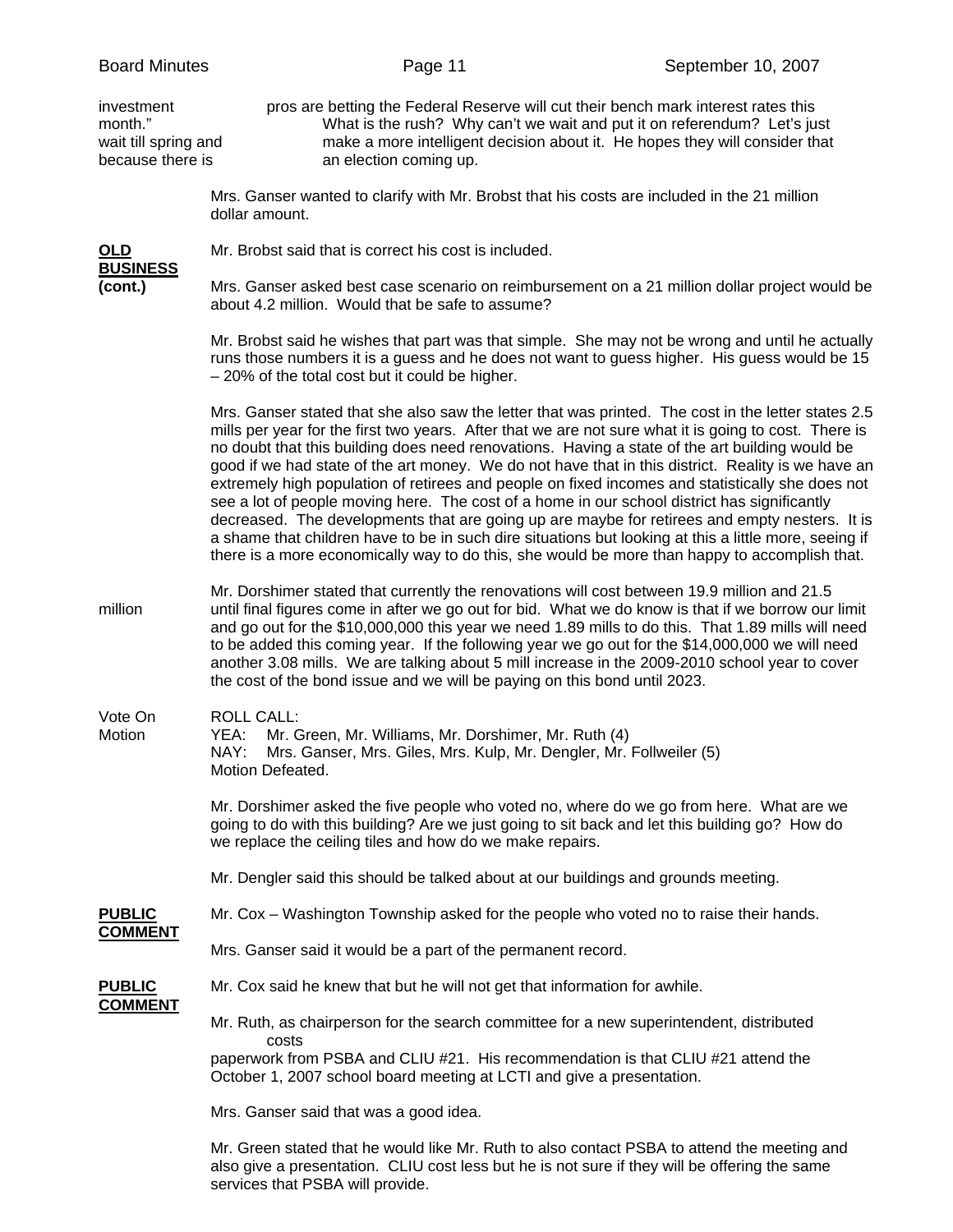investment month." wait till spring and because there is — pros are betting the Federal Reserve will cut their bench mark interest rates this What is the rush? Why can't we wait and put it on referendum? Let's just make a more intelligent decision about it. He hopes they will consider that an election coming up.

Mrs. Ganser wanted to clarify with Mr. Brobst that his costs are included in the 21 million dollar amount.

**OLD BUSINESS (cont.)**

Mr. Brobst said that is correct his cost is included.

Mrs. Ganser asked best case scenario on reimbursement on a 21 million dollar project would be about 4.2 million. Would that be safe to assume?

Mr. Brobst said he wishes that part was that simple. She may not be wrong and until he actually runs those numbers it is a guess and he does not want to guess higher. His guess would be 15 – 20% of the total cost but it could be higher.

Mrs. Ganser stated that she also saw the letter that was printed. The cost in the letter states 2.5 mills per year for the first two years. After that we are not sure what it is going to cost. There is no doubt that this building does need renovations. Having a state of the art building would be good if we had state of the art money. We do not have that in this district. Reality is we have an extremely high population of retirees and people on fixed incomes and statistically she does not see a lot of people moving here. The cost of a home in our school district has significantly decreased. The developments that are going up are maybe for retirees and empty nesters. It is a shame that children have to be in such dire situations but looking at this a little more, seeing if there is a more economically way to do this, she would be more than happy to accomplish that.

Mr. Dorshimer stated that currently the renovations will cost between 19.9 million and 21.5 million until final figures come in after we go out for bid. What we do know is that if we borrow our limit and go out for the $10,000,000 this year we need 1.89 mills to do this. That 1.89 mills will need to be added this coming year. If the following year we go out for the $14,000,000 we will need another 3.08 mills. We are talking about 5 mill increase in the 2009-2010 school year to cover the cost of the bond issue and we will be paying on this bond until 2023.

Vote On Motion

ROLL CALL:
YEA: Mr. Green, Mr. Williams, Mr. Dorshimer, Mr. Ruth (4)
NAY: Mrs. Ganser, Mrs. Giles, Mrs. Kulp, Mr. Dengler, Mr. Follweiler (5)
Motion Defeated.

Mr. Dorshimer asked the five people who voted no, where do we go from here. What are we going to do with this building? Are we just going to sit back and let this building go? How do we replace the ceiling tiles and how do we make repairs.

Mr. Dengler said this should be talked about at our buildings and grounds meeting.

**PUBLIC COMMENT**

Mr. Cox – Washington Township asked for the people who voted no to raise their hands.

Mrs. Ganser said it would be a part of the permanent record.

**PUBLIC COMMENT**

Mr. Cox said he knew that but he will not get that information for awhile.

Mr. Ruth, as chairperson for the search committee for a new superintendent, distributed costs paperwork from PSBA and CLIU #21. His recommendation is that CLIU #21 attend the October 1, 2007 school board meeting at LCTI and give a presentation.

Mrs. Ganser said that was a good idea.

Mr. Green stated that he would like Mr. Ruth to also contact PSBA to attend the meeting and also give a presentation. CLIU cost less but he is not sure if they will be offering the same services that PSBA will provide.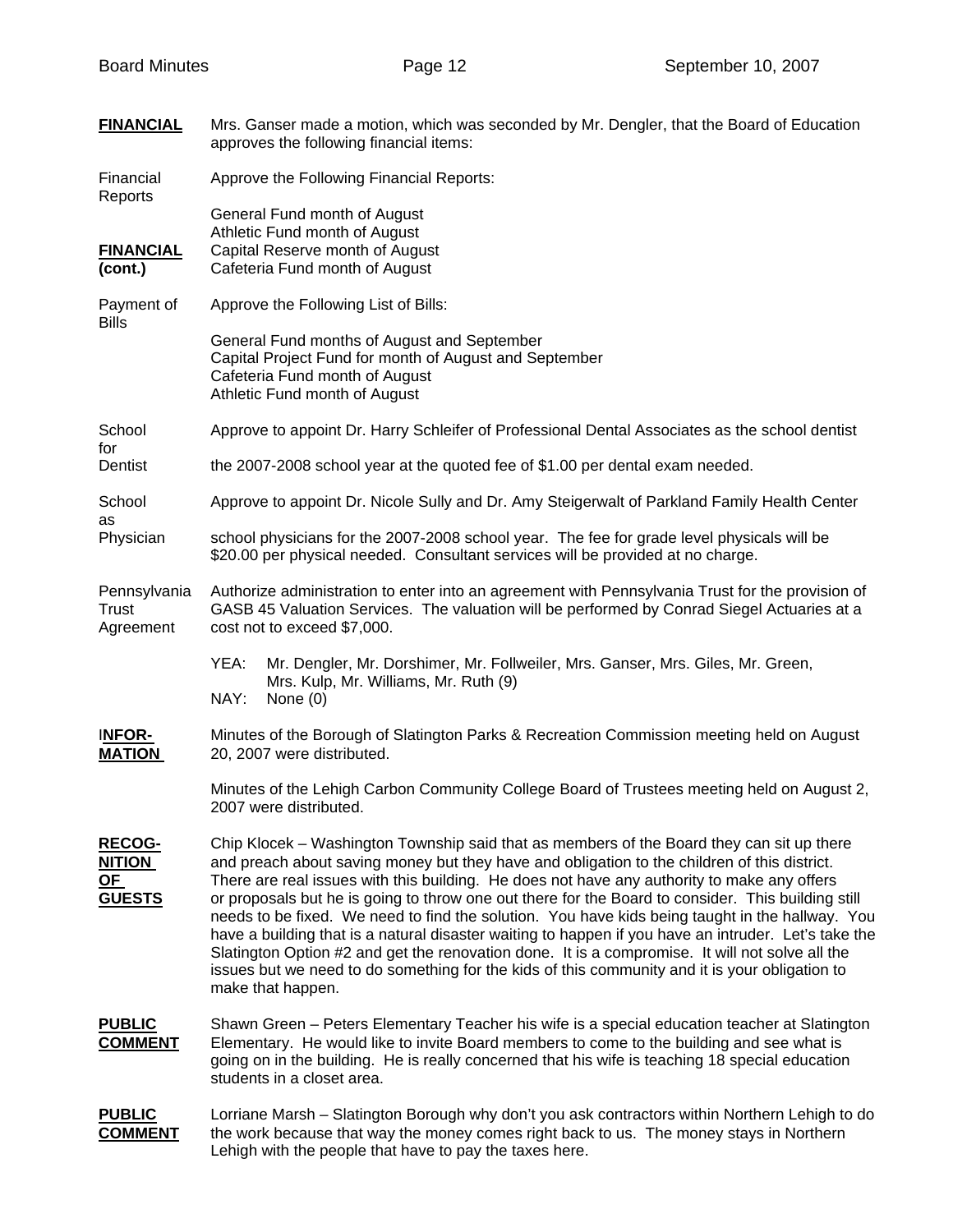**FINANCIAL** Mrs. Ganser made a motion, which was seconded by Mr. Dengler, that the Board of Education approves the following financial items:

Financial Reports — Approve the Following Financial Reports:

General Fund month of August
Athletic Fund month of August
Capital Reserve month of August
Cafeteria Fund month of August

**FINANCIAL (cont.)**

Payment of Bills — Approve the Following List of Bills:

General Fund months of August and September
Capital Project Fund for month of August and September
Cafeteria Fund month of August
Athletic Fund month of August

School Dentist — Approve to appoint Dr. Harry Schleifer of Professional Dental Associates as the school dentist for the 2007-2008 school year at the quoted fee of $1.00 per dental exam needed.

School Physician — Approve to appoint Dr. Nicole Sully and Dr. Amy Steigerwalt of Parkland Family Health Center as school physicians for the 2007-2008 school year. The fee for grade level physicals will be $20.00 per physical needed. Consultant services will be provided at no charge.

Pennsylvania Trust Agreement — Authorize administration to enter into an agreement with Pennsylvania Trust for the provision of GASB 45 Valuation Services. The valuation will be performed by Conrad Siegel Actuaries at a cost not to exceed $7,000.

YEA: Mr. Dengler, Mr. Dorshimer, Mr. Follweiler, Mrs. Ganser, Mrs. Giles, Mr. Green, Mrs. Kulp, Mr. Williams, Mr. Ruth (9)
NAY: None (0)

**INFOR-MATION** Minutes of the Borough of Slatington Parks & Recreation Commission meeting held on August 20, 2007 were distributed.

Minutes of the Lehigh Carbon Community College Board of Trustees meeting held on August 2, 2007 were distributed.

**RECOG-NITION OF GUESTS** Chip Klocek – Washington Township said that as members of the Board they can sit up there and preach about saving money but they have and obligation to the children of this district. There are real issues with this building. He does not have any authority to make any offers or proposals but he is going to throw one out there for the Board to consider. This building still needs to be fixed. We need to find the solution. You have kids being taught in the hallway. You have a building that is a natural disaster waiting to happen if you have an intruder. Let's take the Slatington Option #2 and get the renovation done. It is a compromise. It will not solve all the issues but we need to do something for the kids of this community and it is your obligation to make that happen.

**PUBLIC COMMENT** Shawn Green – Peters Elementary Teacher his wife is a special education teacher at Slatington Elementary. He would like to invite Board members to come to the building and see what is going on in the building. He is really concerned that his wife is teaching 18 special education students in a closet area.

**PUBLIC COMMENT** Lorriane Marsh – Slatington Borough why don't you ask contractors within Northern Lehigh to do the work because that way the money comes right back to us. The money stays in Northern Lehigh with the people that have to pay the taxes here.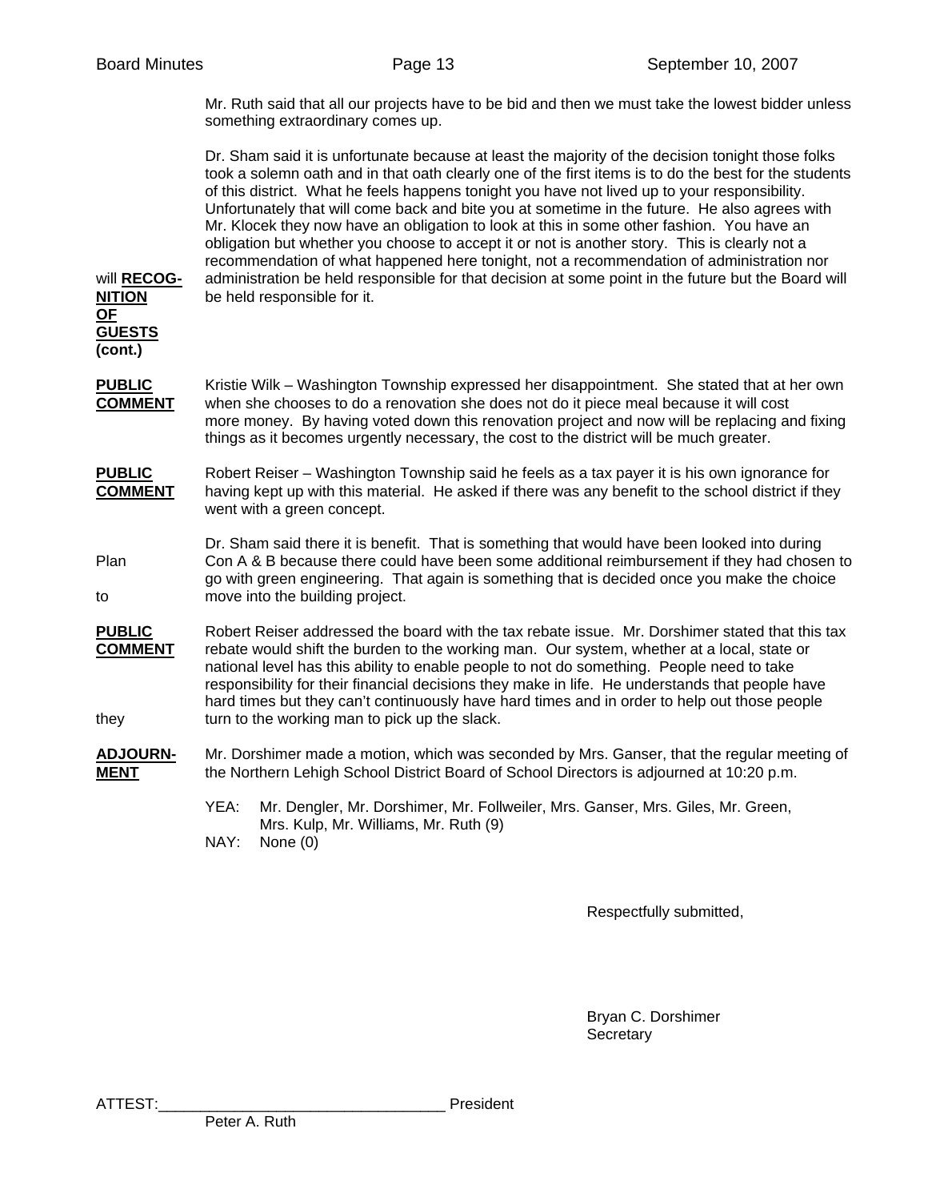Mr. Ruth said that all our projects have to be bid and then we must take the lowest bidder unless something extraordinary comes up.

Dr. Sham said it is unfortunate because at least the majority of the decision tonight those folks took a solemn oath and in that oath clearly one of the first items is to do the best for the students of this district. What he feels happens tonight you have not lived up to your responsibility. Unfortunately that will come back and bite you at sometime in the future. He also agrees with Mr. Klocek they now have an obligation to look at this in some other fashion. You have an obligation but whether you choose to accept it or not is another story. This is clearly not a recommendation of what happened here tonight, not a recommendation of administration nor will administration be held responsible for that decision at some point in the future but the Board will be held responsible for it.

**RECOGNITION OF GUESTS (cont.)**

**PUBLIC COMMENT**

Kristie Wilk – Washington Township expressed her disappointment. She stated that at her own when she chooses to do a renovation she does not do it piece meal because it will cost more money. By having voted down this renovation project and now will be replacing and fixing things as it becomes urgently necessary, the cost to the district will be much greater.

**PUBLIC COMMENT**

Robert Reiser – Washington Township said he feels as a tax payer it is his own ignorance for having kept up with this material. He asked if there was any benefit to the school district if they went with a green concept.

Dr. Sham said there it is benefit. That is something that would have been looked into during Plan Con A & B because there could have been some additional reimbursement if they had chosen to go with green engineering. That again is something that is decided once you make the choice to move into the building project.

**PUBLIC COMMENT**

Robert Reiser addressed the board with the tax rebate issue. Mr. Dorshimer stated that this tax rebate would shift the burden to the working man. Our system, whether at a local, state or national level has this ability to enable people to not do something. People need to take responsibility for their financial decisions they make in life. He understands that people have hard times but they can't continuously have hard times and in order to help out those people they turn to the working man to pick up the slack.

**ADJOURNMENT**

Mr. Dorshimer made a motion, which was seconded by Mrs. Ganser, that the regular meeting of the Northern Lehigh School District Board of School Directors is adjourned at 10:20 p.m.

YEA: Mr. Dengler, Mr. Dorshimer, Mr. Follweiler, Mrs. Ganser, Mrs. Giles, Mr. Green, Mrs. Kulp, Mr. Williams, Mr. Ruth (9)
NAY: None (0)

Respectfully submitted,

Bryan C. Dorshimer
Secretary

ATTEST:_________________________________ President
Peter A. Ruth